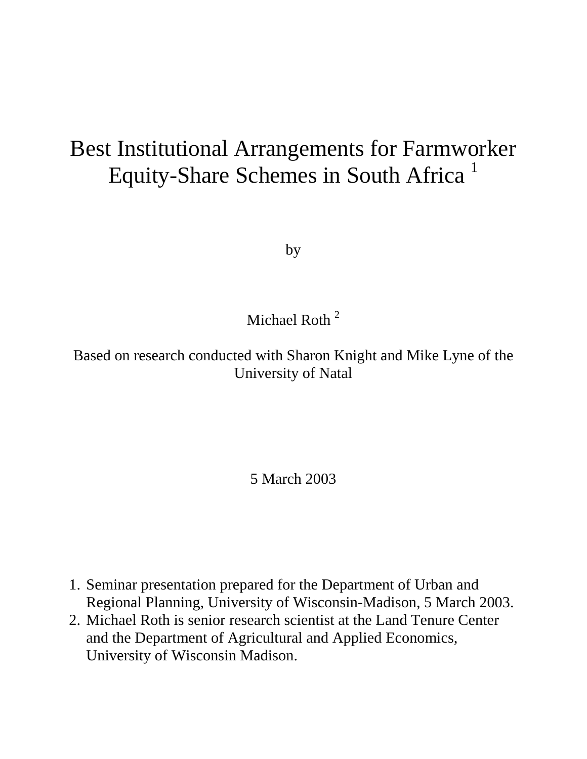# Best Institutional Arrangements for Farmworker Equity-Share Schemes in South Africa [1]

by

Michael Roth [2]

Based on research conducted with Sharon Knight and Mike Lyne of the University of Natal

5 March 2003

1. Seminar presentation prepared for the Department of Urban and Regional Planning, University of Wisconsin-Madison, 5 March 2003.
2. Michael Roth is senior research scientist at the Land Tenure Center and the Department of Agricultural and Applied Economics, University of Wisconsin Madison.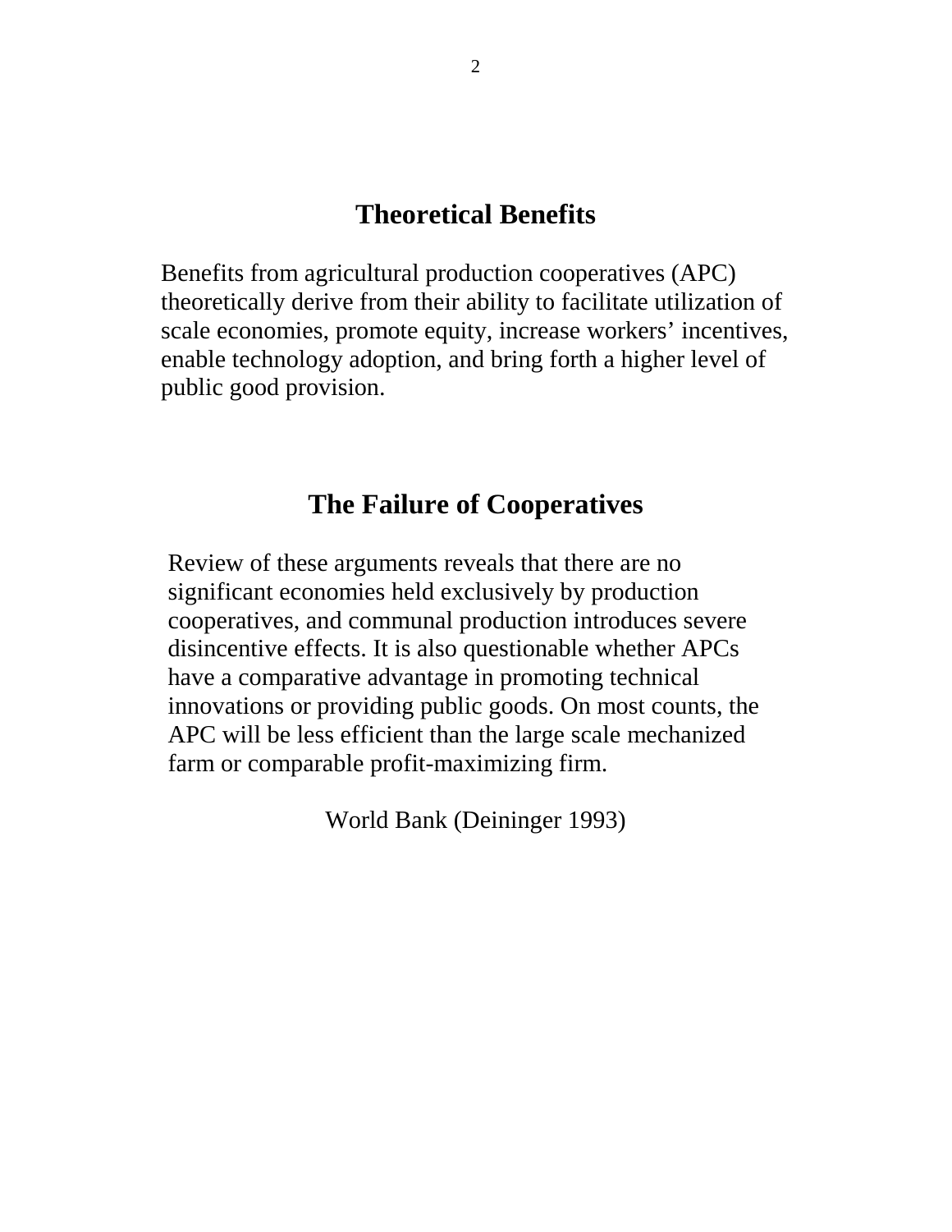## Theoretical Benefits

Benefits from agricultural production cooperatives (APC) theoretically derive from their ability to facilitate utilization of scale economies, promote equity, increase workers' incentives, enable technology adoption, and bring forth a higher level of public good provision.

## The Failure of Cooperatives

Review of these arguments reveals that there are no significant economies held exclusively by production cooperatives, and communal production introduces severe disincentive effects. It is also questionable whether APCs have a comparative advantage in promoting technical innovations or providing public goods. On most counts, the APC will be less efficient than the large scale mechanized farm or comparable profit-maximizing firm.

World Bank (Deininger 1993)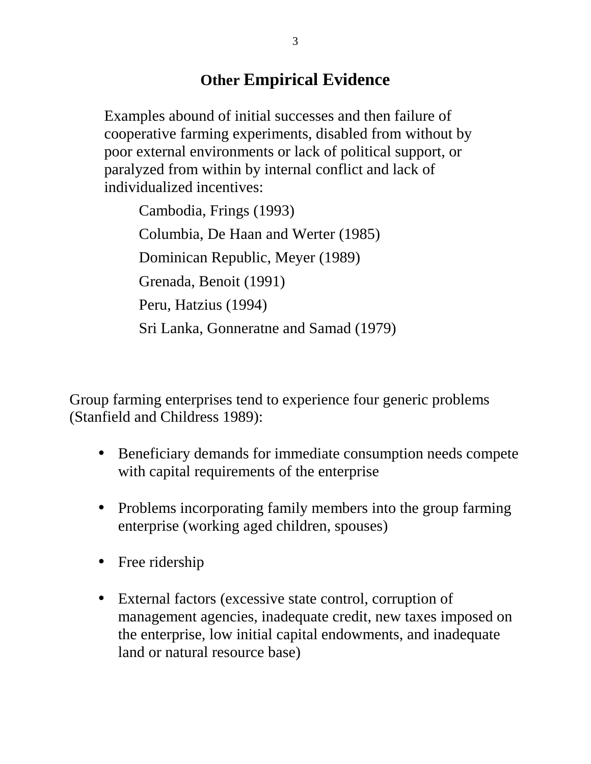## Other Empirical Evidence

Examples abound of initial successes and then failure of cooperative farming experiments, disabled from without by poor external environments or lack of political support, or paralyzed from within by internal conflict and lack of individualized incentives:

Cambodia, Frings (1993)

Columbia, De Haan and Werter (1985)

Dominican Republic, Meyer (1989)

Grenada, Benoit (1991)

Peru, Hatzius (1994)

Sri Lanka, Gonneratne and Samad (1979)

Group farming enterprises tend to experience four generic problems (Stanfield and Childress 1989):

- Beneficiary demands for immediate consumption needs compete with capital requirements of the enterprise
- Problems incorporating family members into the group farming enterprise (working aged children, spouses)
- Free ridership
- External factors (excessive state control, corruption of management agencies, inadequate credit, new taxes imposed on the enterprise, low initial capital endowments, and inadequate land or natural resource base)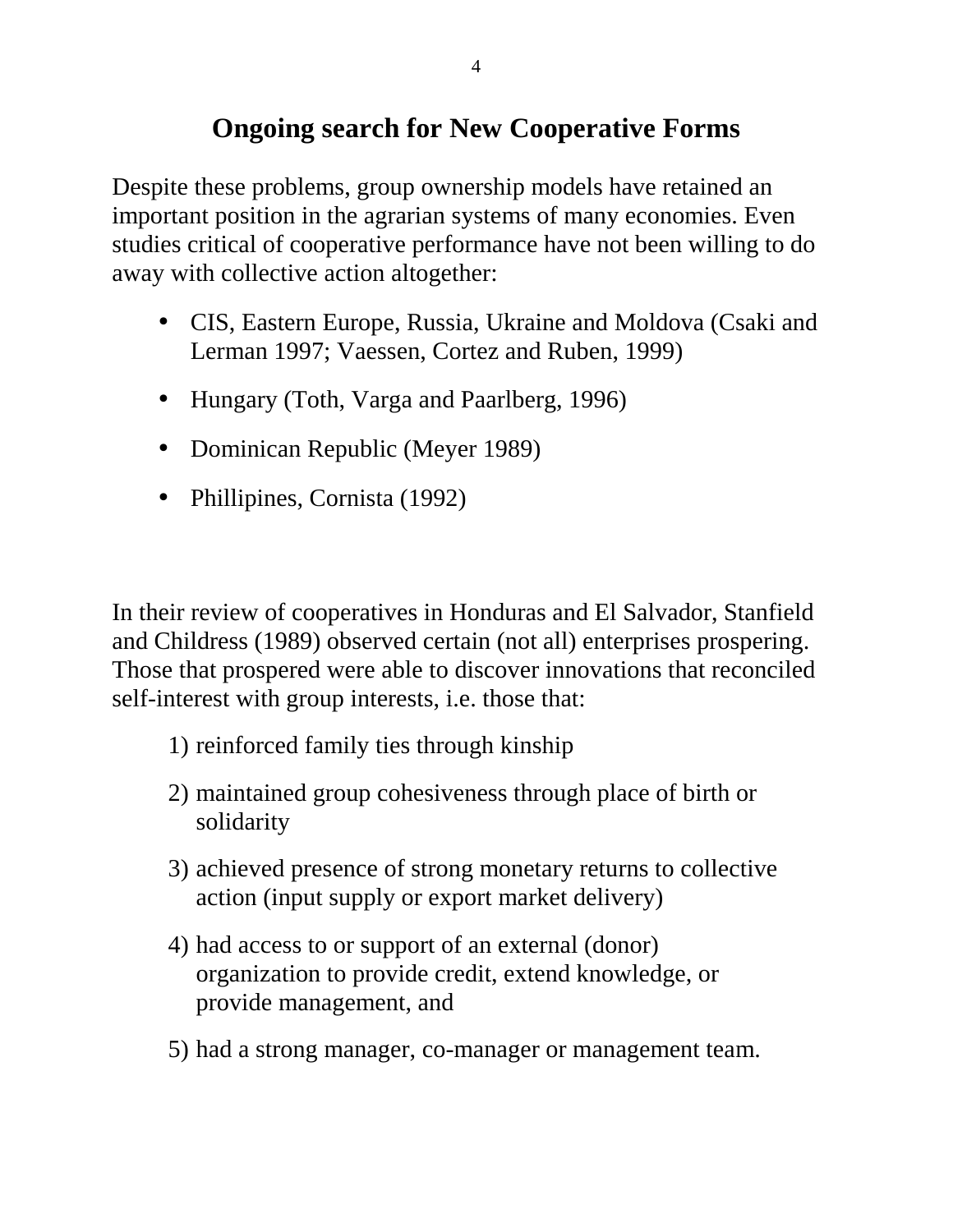# Ongoing search for New Cooperative Forms

Despite these problems, group ownership models have retained an important position in the agrarian systems of many economies. Even studies critical of cooperative performance have not been willing to do away with collective action altogether:

- CIS, Eastern Europe, Russia, Ukraine and Moldova (Csaki and Lerman 1997; Vaessen, Cortez and Ruben, 1999)
- Hungary (Toth, Varga and Paarlberg, 1996)
- Dominican Republic (Meyer 1989)
- Phillipines, Cornista (1992)

In their review of cooperatives in Honduras and El Salvador, Stanfield and Childress (1989) observed certain (not all) enterprises prospering. Those that prospered were able to discover innovations that reconciled self-interest with group interests, i.e. those that:

1) reinforced family ties through kinship
2) maintained group cohesiveness through place of birth or solidarity
3) achieved presence of strong monetary returns to collective action (input supply or export market delivery)
4) had access to or support of an external (donor) organization to provide credit, extend knowledge, or provide management, and
5) had a strong manager, co-manager or management team.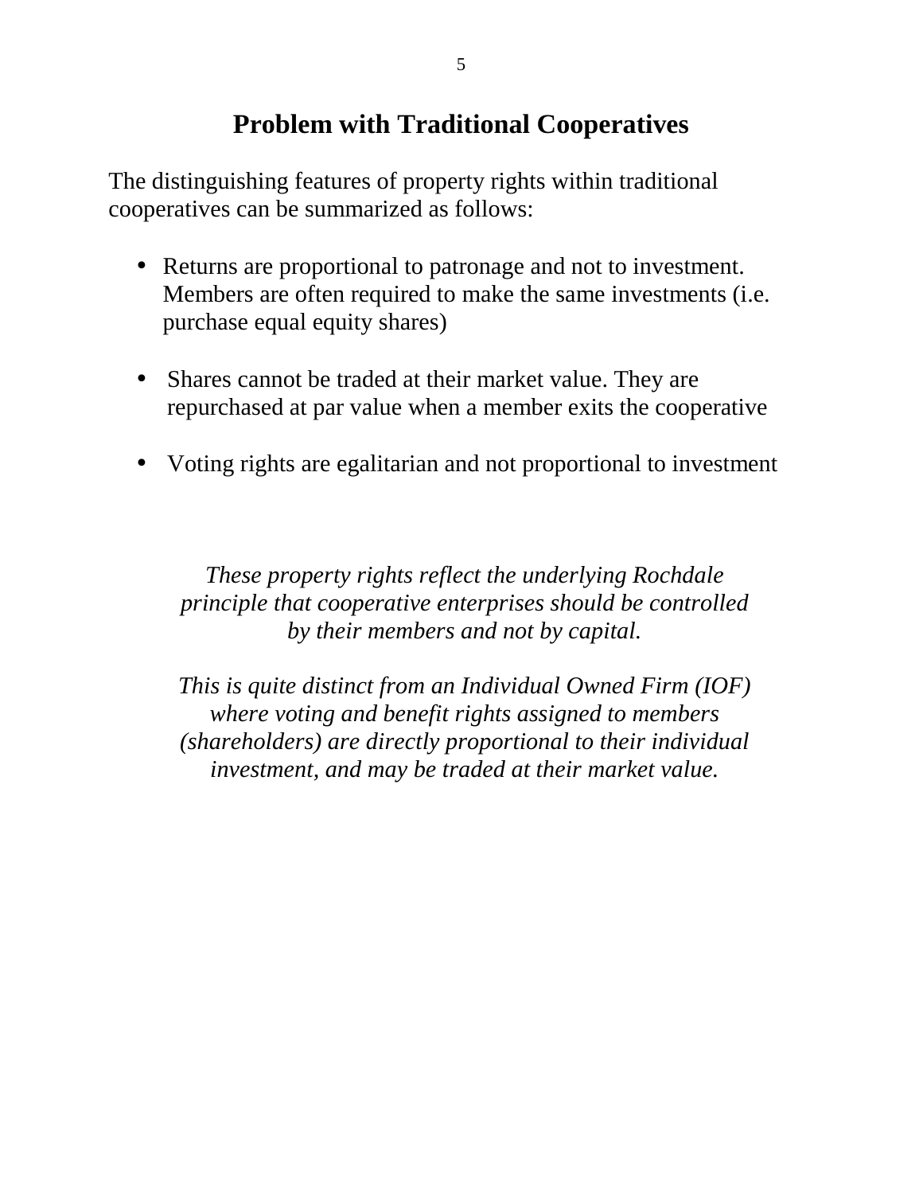# Problem with Traditional Cooperatives

The distinguishing features of property rights within traditional cooperatives can be summarized as follows:

- Returns are proportional to patronage and not to investment. Members are often required to make the same investments (i.e. purchase equal equity shares)

- Shares cannot be traded at their market value. They are repurchased at par value when a member exits the cooperative

- Voting rights are egalitarian and not proportional to investment

*These property rights reflect the underlying Rochdale principle that cooperative enterprises should be controlled by their members and not by capital.*

*This is quite distinct from an Individual Owned Firm (IOF) where voting and benefit rights assigned to members (shareholders) are directly proportional to their individual investment, and may be traded at their market value.*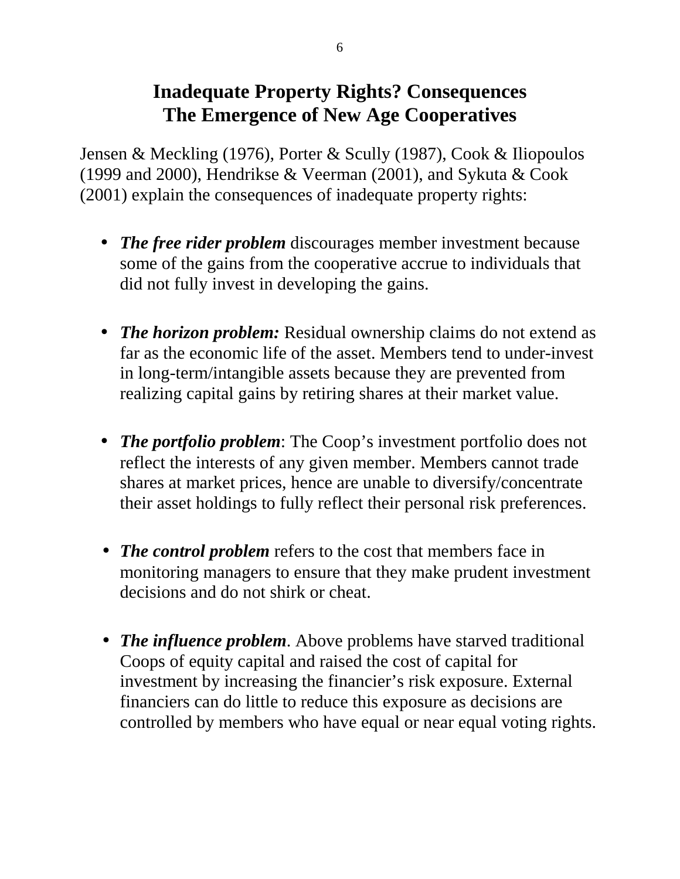# Inadequate Property Rights? Consequences
# The Emergence of New Age Cooperatives

Jensen & Meckling (1976), Porter & Scully (1987), Cook & Iliopoulos (1999 and 2000), Hendrikse & Veerman (2001), and Sykuta & Cook (2001) explain the consequences of inadequate property rights:

- ***The free rider problem*** discourages member investment because some of the gains from the cooperative accrue to individuals that did not fully invest in developing the gains.

- ***The horizon problem:*** Residual ownership claims do not extend as far as the economic life of the asset. Members tend to under-invest in long-term/intangible assets because they are prevented from realizing capital gains by retiring shares at their market value.

- ***The portfolio problem***: The Coop's investment portfolio does not reflect the interests of any given member. Members cannot trade shares at market prices, hence are unable to diversify/concentrate their asset holdings to fully reflect their personal risk preferences.

- ***The control problem*** refers to the cost that members face in monitoring managers to ensure that they make prudent investment decisions and do not shirk or cheat.

- ***The influence problem***. Above problems have starved traditional Coops of equity capital and raised the cost of capital for investment by increasing the financier's risk exposure. External financiers can do little to reduce this exposure as decisions are controlled by members who have equal or near equal voting rights.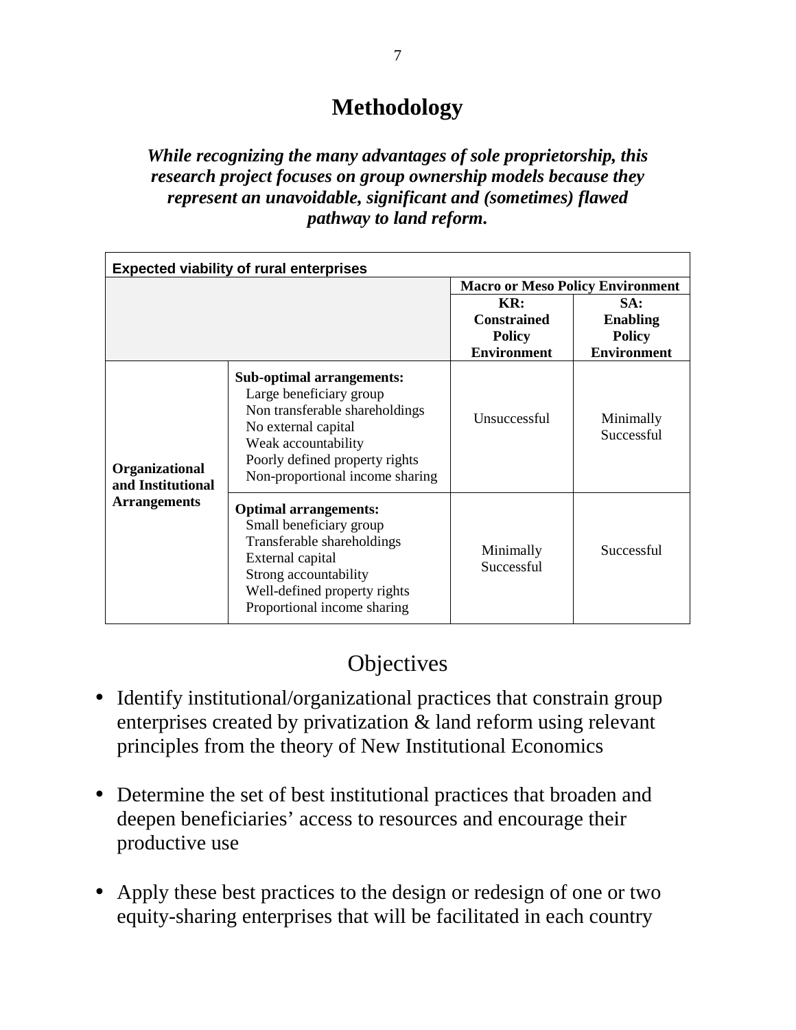# Methodology

***While recognizing the many advantages of sole proprietorship, this research project focuses on group ownership models because they represent an unavoidable, significant and (sometimes) flawed pathway to land reform.***

| **Expected viability of rural enterprises** | | | |
|---|---|---|---|
| | | **Macro or Meso Policy Environment** | |
| | | **KR: Constrained Policy Environment** | **SA: Enabling Policy Environment** |
| **Organizational and Institutional Arrangements** | **Sub-optimal arrangements:** Large beneficiary group; Non transferable shareholdings; No external capital; Weak accountability; Poorly defined property rights; Non-proportional income sharing | Unsuccessful | Minimally Successful |
| | **Optimal arrangements:** Small beneficiary group; Transferable shareholdings; External capital; Strong accountability; Well-defined property rights; Proportional income sharing | Minimally Successful | Successful |

## Objectives

- Identify institutional/organizational practices that constrain group enterprises created by privatization & land reform using relevant principles from the theory of New Institutional Economics
- Determine the set of best institutional practices that broaden and deepen beneficiaries' access to resources and encourage their productive use
- Apply these best practices to the design or redesign of one or two equity-sharing enterprises that will be facilitated in each country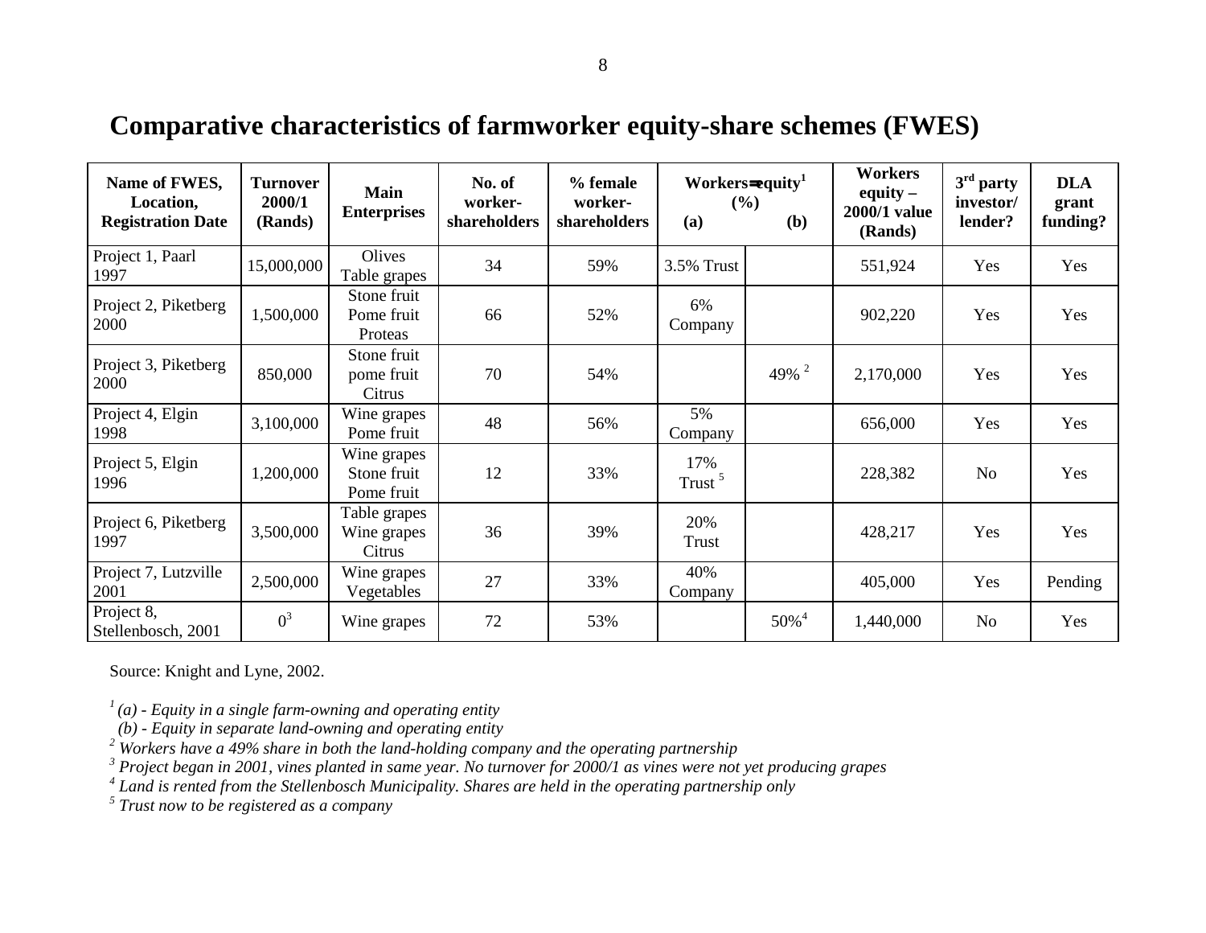# Comparative characteristics of farmworker equity-share schemes (FWES)

| Name of FWES, Location, Registration Date | Turnover 2000/1 (Rands) | Main Enterprises | No. of worker-shareholders | % female worker-shareholders | Workers equity[1] (%) | | Workers equity – 2000/1 value (Rands) | 3rd party investor/ lender? | DLA grant funding? |
|---|---|---|---|---|---|---|---|---|---|
| | | | | | (a) | (b) | | | |
| Project 1, Paarl 1997 | 15,000,000 | Olives Table grapes | 34 | 59% | 3.5% Trust | | 551,924 | Yes | Yes |
| Project 2, Piketberg 2000 | 1,500,000 | Stone fruit Pome fruit Proteas | 66 | 52% | 6% Company | | 902,220 | Yes | Yes |
| Project 3, Piketberg 2000 | 850,000 | Stone fruit pome fruit Citrus | 70 | 54% | | 49% [2] | 2,170,000 | Yes | Yes |
| Project 4, Elgin 1998 | 3,100,000 | Wine grapes Pome fruit | 48 | 56% | 5% Company | | 656,000 | Yes | Yes |
| Project 5, Elgin 1996 | 1,200,000 | Wine grapes Stone fruit Pome fruit | 12 | 33% | 17% Trust [5] | | 228,382 | No | Yes |
| Project 6, Piketberg 1997 | 3,500,000 | Table grapes Wine grapes Citrus | 36 | 39% | 20% Trust | | 428,217 | Yes | Yes |
| Project 7, Lutzville 2001 | 2,500,000 | Wine grapes Vegetables | 27 | 33% | 40% Company | | 405,000 | Yes | Pending |
| Project 8, Stellenbosch, 2001 | 0[3] | Wine grapes | 72 | 53% | | 50%[4] | 1,440,000 | No | Yes |

Source: Knight and Lyne, 2002.

[1] *(a) - Equity in a single farm-owning and operating entity*
*(b) - Equity in separate land-owning and operating entity*
[2] *Workers have a 49% share in both the land-holding company and the operating partnership*
[3] *Project began in 2001, vines planted in same year. No turnover for 2000/1 as vines were not yet producing grapes*
[4] *Land is rented from the Stellenbosch Municipality. Shares are held in the operating partnership only*
[5] *Trust now to be registered as a company*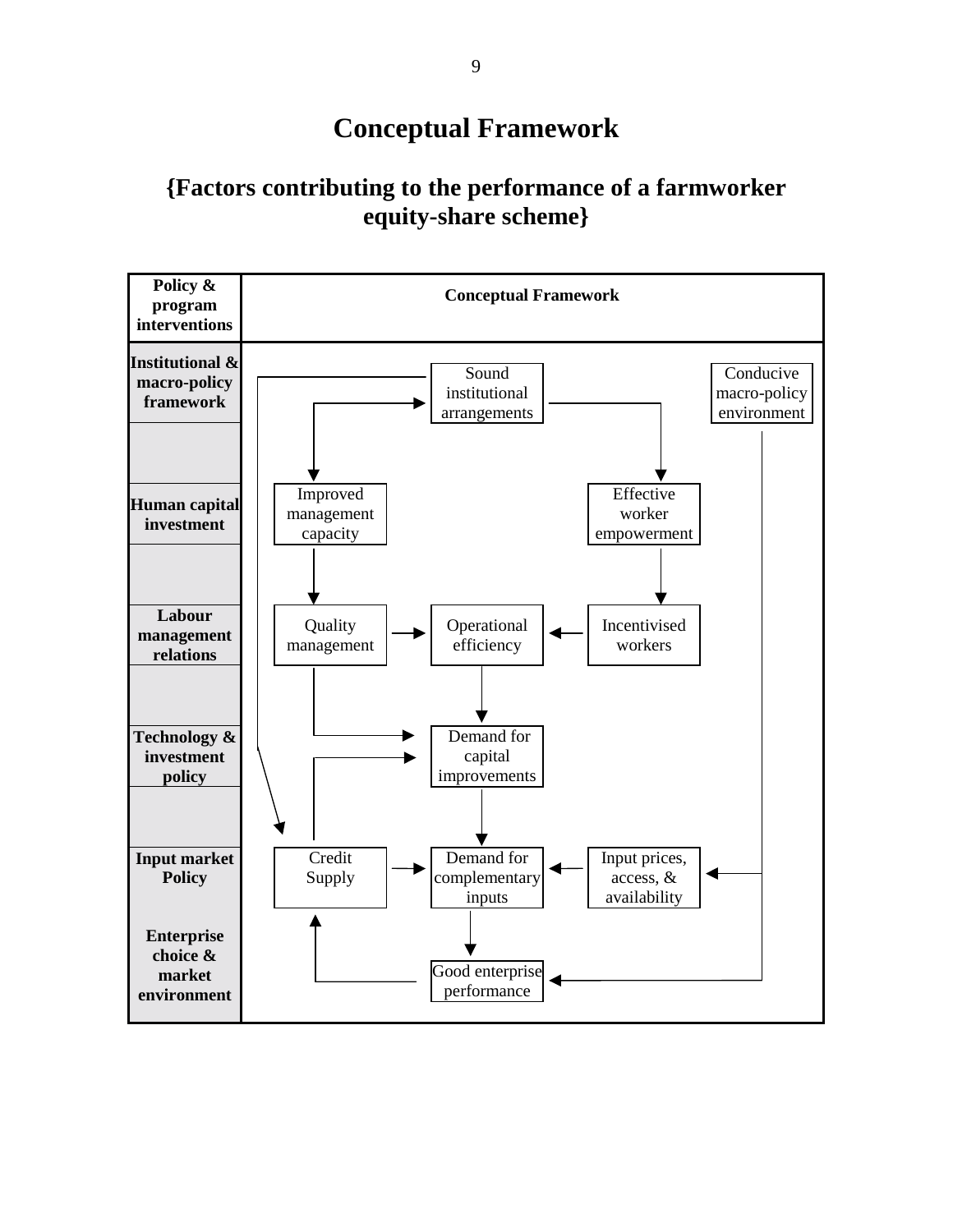# Conceptual Framework

## {Factors contributing to the performance of a farmworker equity-share scheme}

| Policy & program interventions | Conceptual Framework | | |
|---|---|---|---|
| Institutional & macro-policy framework | | Sound institutional arrangements | Conducive macro-policy environment |
| Human capital investment | Improved management capacity | | Effective worker empowerment |
| Labour management relations | Quality management | Operational efficiency | Incentivised workers |
| Technology & investment policy | | Demand for capital improvements | |
| Input market Policy | Credit Supply | Demand for complementary inputs | Input prices, access, & availability |
| Enterprise choice & market environment | | Good enterprise performance | |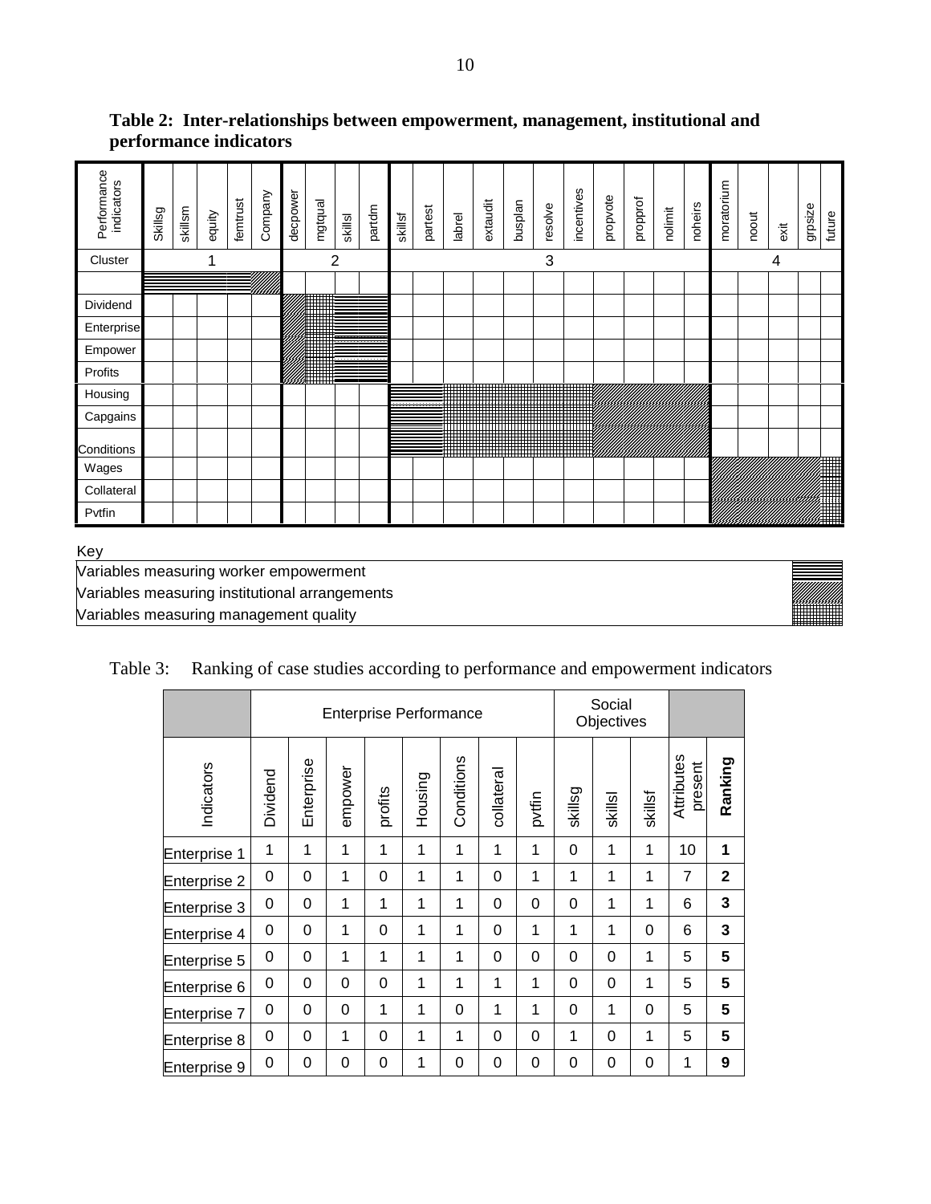**Table 2: Inter-relationships between empowerment, management, institutional and performance indicators**

| Performance indicators | Skillsg | skillsm | equity | femtrust | Company | decpower | mgtqual | skillsl | partdm | skillsf | partest | labrel | extaudit | busplan | resolve | incentives | propvote | propprof | nolimit | noheirs | moratorium | noout | exit | grpsize | future |
|---|---|---|---|---|---|---|---|---|---|---|---|---|---|---|---|---|---|---|---|---|---|---|---|---|---|
| Cluster | 1 | | | | | 2 | | | | 3 | | | | | | | | | | | 4 | | | | |
| | E | E | E | E | I | | | | | | | | | | | | | | | | | | | | |
| Dividend | | | | | | I | M | E | E | | | | | | | | | | | | | | | | |
| Enterprise | | | | | | I | M | E | E | | | | | | | | | | | | | | | | |
| Empower | | | | | | I | M | E | E | | | | | | | | | | | | | | | | |
| Profits | | | | | | I | M | E | E | | | | | | | | | | | | | | | | |
| Housing | | | | | | | | | | E | M | M | M | M | M | M | I | I | I | I | | | | | |
| Capgains | | | | | | | | | | E | M | M | M | M | M | M | I | I | I | I | | | | | |
| Conditions | | | | | | | | | | E | M | M | M | M | M | M | I | I | I | I | | | | | |
| Wages | | | | | | | | | | | | | | | | | | | | | I | I | I | I | M |
| Collateral | | | | | | | | | | | | | | | | | | | | | I | I | I | I | M |
| Pvtfin | | | | | | | | | | | | | | | | | | | | | I | I | I | I | M |

Key
- E = Variables measuring worker empowerment
- I = Variables measuring institutional arrangements
- M = Variables measuring management quality

Table 3: Ranking of case studies according to performance and empowerment indicators

| | Enterprise Performance | | | | | | | | Social Objectives | | | | |
|---|---|---|---|---|---|---|---|---|---|---|---|---|---|
| Indicators | Dividend | Enterprise | empower | profits | Housing | Conditions | collateral | pvtfin | skillsg | skillsl | skillsf | Attributes present | **Ranking** |
| Enterprise 1 | 1 | 1 | 1 | 1 | 1 | 1 | 1 | 1 | 0 | 1 | 1 | 10 | **1** |
| Enterprise 2 | 0 | 0 | 1 | 0 | 1 | 1 | 0 | 1 | 1 | 1 | 1 | 7 | **2** |
| Enterprise 3 | 0 | 0 | 1 | 1 | 1 | 1 | 0 | 0 | 0 | 1 | 1 | 6 | **3** |
| Enterprise 4 | 0 | 0 | 1 | 0 | 1 | 1 | 0 | 1 | 1 | 1 | 0 | 6 | **3** |
| Enterprise 5 | 0 | 0 | 1 | 1 | 1 | 1 | 0 | 0 | 0 | 0 | 1 | 5 | **5** |
| Enterprise 6 | 0 | 0 | 0 | 0 | 1 | 1 | 1 | 1 | 0 | 0 | 1 | 5 | **5** |
| Enterprise 7 | 0 | 0 | 0 | 1 | 1 | 0 | 1 | 1 | 0 | 1 | 0 | 5 | **5** |
| Enterprise 8 | 0 | 0 | 1 | 0 | 1 | 1 | 0 | 0 | 1 | 0 | 1 | 5 | **5** |
| Enterprise 9 | 0 | 0 | 0 | 0 | 1 | 0 | 0 | 0 | 0 | 0 | 0 | 1 | **9** |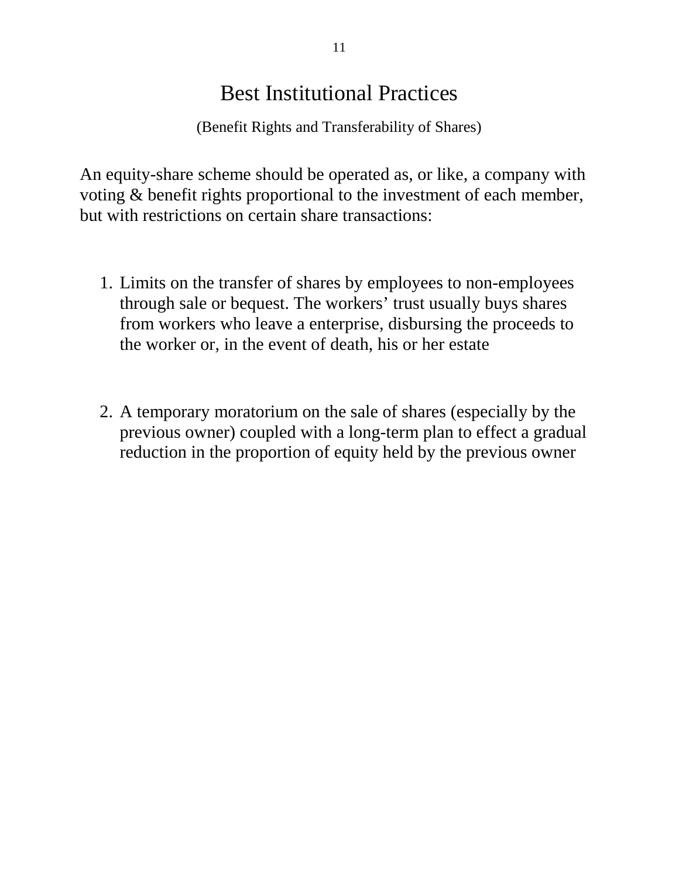# Best Institutional Practices

(Benefit Rights and Transferability of Shares)

An equity-share scheme should be operated as, or like, a company with voting & benefit rights proportional to the investment of each member, but with restrictions on certain share transactions:

1. Limits on the transfer of shares by employees to non-employees through sale or bequest. The workers' trust usually buys shares from workers who leave a enterprise, disbursing the proceeds to the worker or, in the event of death, his or her estate

2. A temporary moratorium on the sale of shares (especially by the previous owner) coupled with a long-term plan to effect a gradual reduction in the proportion of equity held by the previous owner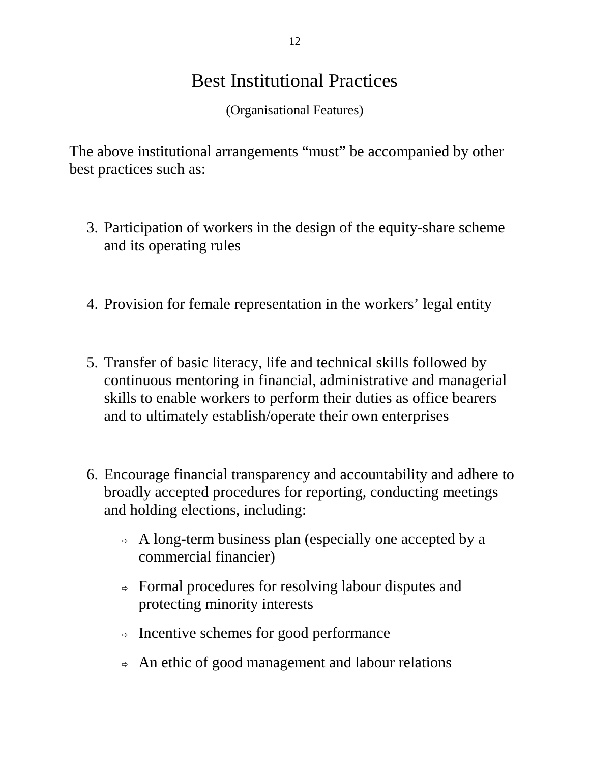# Best Institutional Practices

(Organisational Features)

The above institutional arrangements “must” be accompanied by other best practices such as:

3. Participation of workers in the design of the equity-share scheme and its operating rules

4. Provision for female representation in the workers’ legal entity

5. Transfer of basic literacy, life and technical skills followed by continuous mentoring in financial, administrative and managerial skills to enable workers to perform their duties as office bearers and to ultimately establish/operate their own enterprises

6. Encourage financial transparency and accountability and adhere to broadly accepted procedures for reporting, conducting meetings and holding elections, including:

   - A long-term business plan (especially one accepted by a commercial financier)
   - Formal procedures for resolving labour disputes and protecting minority interests
   - Incentive schemes for good performance
   - An ethic of good management and labour relations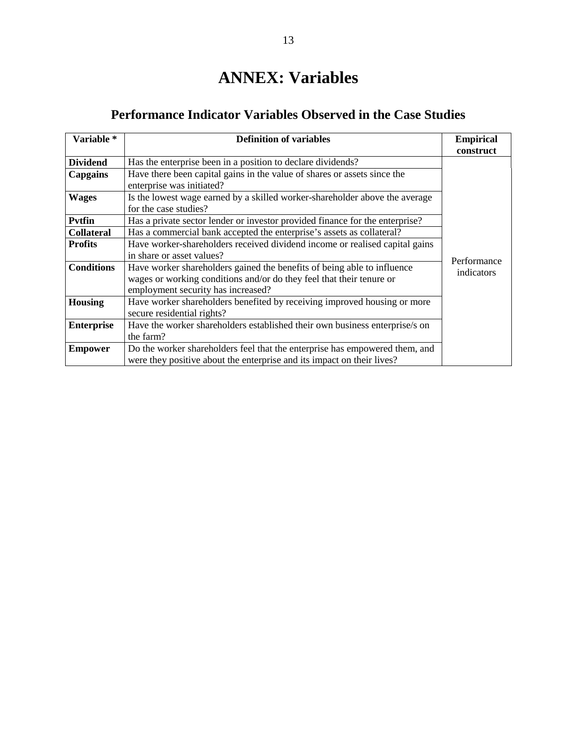# ANNEX: Variables

## Performance Indicator Variables Observed in the Case Studies

| Variable * | Definition of variables | Empirical construct |
|---|---|---|
| **Dividend** | Has the enterprise been in a position to declare dividends? | Performance indicators |
| **Capgains** | Have there been capital gains in the value of shares or assets since the enterprise was initiated? | |
| **Wages** | Is the lowest wage earned by a skilled worker-shareholder above the average for the case studies? | |
| **Pvtfin** | Has a private sector lender or investor provided finance for the enterprise? | |
| **Collateral** | Has a commercial bank accepted the enterprise's assets as collateral? | |
| **Profits** | Have worker-shareholders received dividend income or realised capital gains in share or asset values? | |
| **Conditions** | Have worker shareholders gained the benefits of being able to influence wages or working conditions and/or do they feel that their tenure or employment security has increased? | |
| **Housing** | Have worker shareholders benefited by receiving improved housing or more secure residential rights? | |
| **Enterprise** | Have the worker shareholders established their own business enterprise/s on the farm? | |
| **Empower** | Do the worker shareholders feel that the enterprise has empowered them, and were they positive about the enterprise and its impact on their lives? | |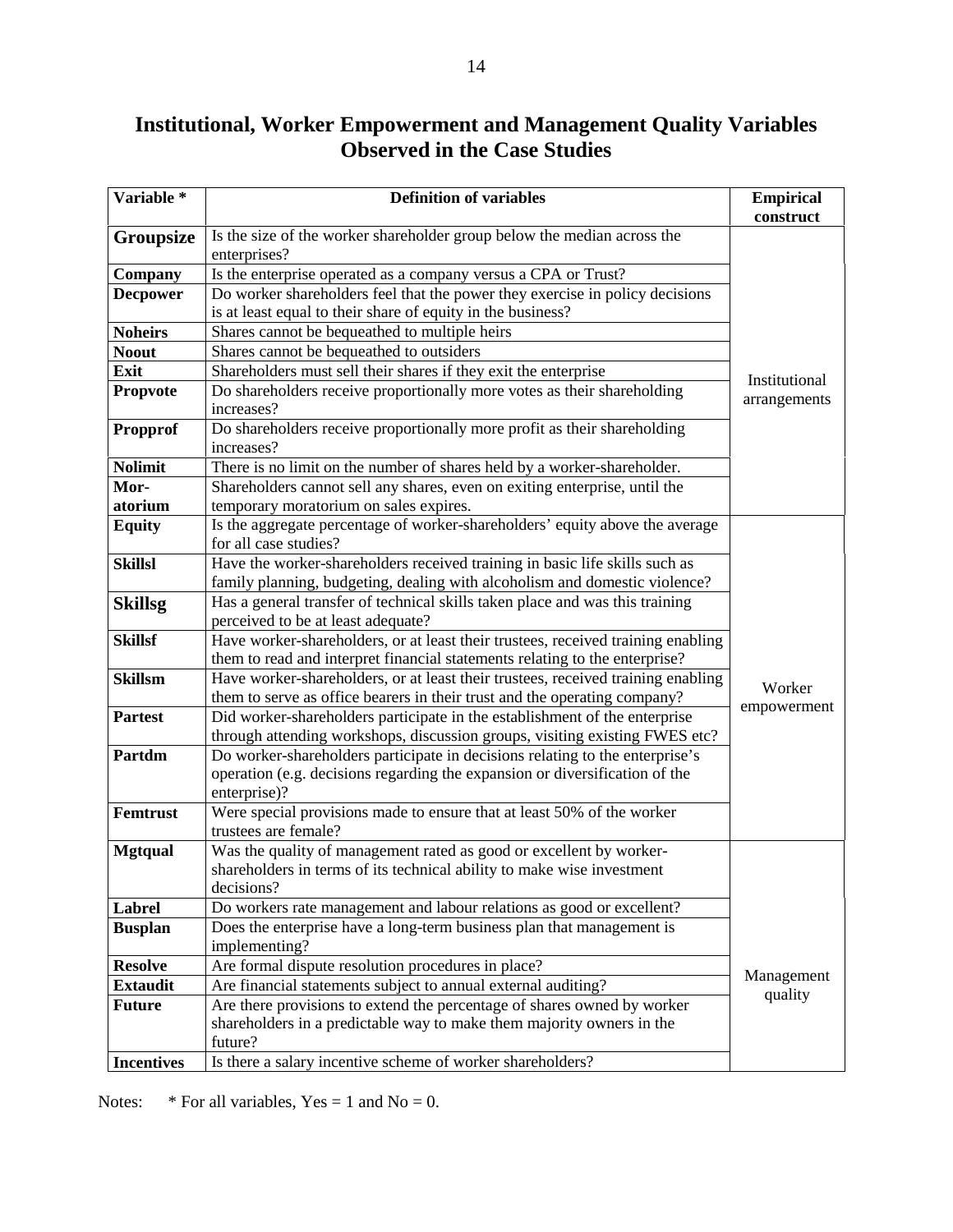# Institutional, Worker Empowerment and Management Quality Variables Observed in the Case Studies

| Variable * | Definition of variables | Empirical construct |
|---|---|---|
| **Groupsize** | Is the size of the worker shareholder group below the median across the enterprises? | Institutional arrangements |
| **Company** | Is the enterprise operated as a company versus a CPA or Trust? | |
| **Decpower** | Do worker shareholders feel that the power they exercise in policy decisions is at least equal to their share of equity in the business? | |
| **Noheirs** | Shares cannot be bequeathed to multiple heirs | |
| **Noout** | Shares cannot be bequeathed to outsiders | |
| **Exit** | Shareholders must sell their shares if they exit the enterprise | |
| **Propvote** | Do shareholders receive proportionally more votes as their shareholding increases? | |
| **Propprof** | Do shareholders receive proportionally more profit as their shareholding increases? | |
| **Nolimit** | There is no limit on the number of shares held by a worker-shareholder. | |
| **Mor-atorium** | Shareholders cannot sell any shares, even on exiting enterprise, until the temporary moratorium on sales expires. | |
| **Equity** | Is the aggregate percentage of worker-shareholders' equity above the average for all case studies? | Worker empowerment |
| **Skillsl** | Have the worker-shareholders received training in basic life skills such as family planning, budgeting, dealing with alcoholism and domestic violence? | |
| **Skillsg** | Has a general transfer of technical skills taken place and was this training perceived to be at least adequate? | |
| **Skillsf** | Have worker-shareholders, or at least their trustees, received training enabling them to read and interpret financial statements relating to the enterprise? | |
| **Skillsm** | Have worker-shareholders, or at least their trustees, received training enabling them to serve as office bearers in their trust and the operating company? | |
| **Partest** | Did worker-shareholders participate in the establishment of the enterprise through attending workshops, discussion groups, visiting existing FWES etc? | |
| **Partdm** | Do worker-shareholders participate in decisions relating to the enterprise's operation (e.g. decisions regarding the expansion or diversification of the enterprise)? | |
| **Femtrust** | Were special provisions made to ensure that at least 50% of the worker trustees are female? | |
| **Mgtqual** | Was the quality of management rated as good or excellent by worker-shareholders in terms of its technical ability to make wise investment decisions? | Management quality |
| **Labrel** | Do workers rate management and labour relations as good or excellent? | |
| **Busplan** | Does the enterprise have a long-term business plan that management is implementing? | |
| **Resolve** | Are formal dispute resolution procedures in place? | |
| **Extaudit** | Are financial statements subject to annual external auditing? | |
| **Future** | Are there provisions to extend the percentage of shares owned by worker shareholders in a predictable way to make them majority owners in the future? | |
| **Incentives** | Is there a salary incentive scheme of worker shareholders? | |

Notes: * For all variables, Yes = 1 and No = 0.